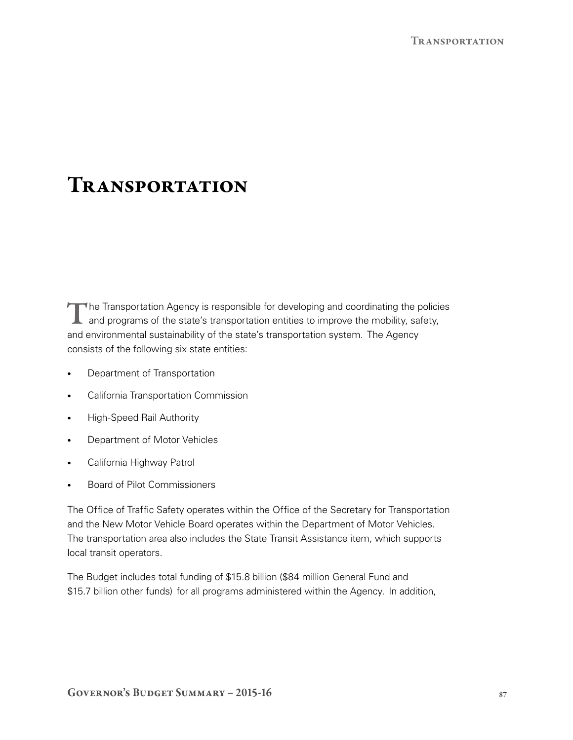# Transportation

The Transportation Agency is responsible for developing and coordinating the policies and programs of the state's transportation entities to improve the mobility, safety, and environmental sustainability of the state's transportation system. The Agency consists of the following six state entities:

- Department of Transportation
- California Transportation Commission
- High-Speed Rail Authority
- Department of Motor Vehicles
- California Highway Patrol
- Board of Pilot Commissioners

The Office of Traffic Safety operates within the Office of the Secretary for Transportation and the New Motor Vehicle Board operates within the Department of Motor Vehicles. The transportation area also includes the State Transit Assistance item, which supports local transit operators.

The Budget includes total funding of $15.8 billion ($84 million General Fund and $15.7 billion other funds) for all programs administered within the Agency. In addition,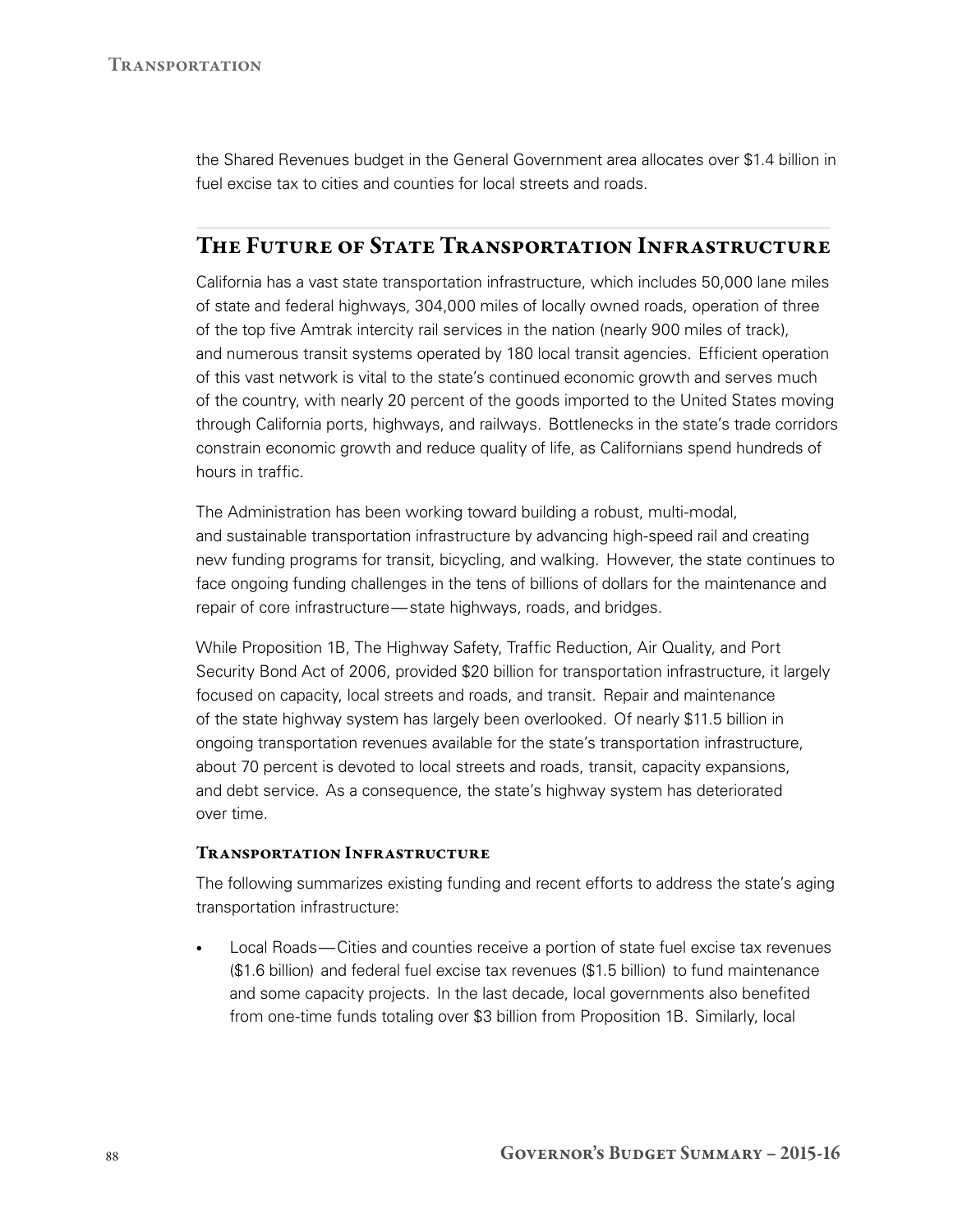the Shared Revenues budget in the General Government area allocates over $1.4 billion in fuel excise tax to cities and counties for local streets and roads.

## The Future of State Transportation Infrastructure

California has a vast state transportation infrastructure, which includes 50,000 lane miles of state and federal highways, 304,000 miles of locally owned roads, operation of three of the top five Amtrak intercity rail services in the nation (nearly 900 miles of track), and numerous transit systems operated by 180 local transit agencies. Efficient operation of this vast network is vital to the state's continued economic growth and serves much of the country, with nearly 20 percent of the goods imported to the United States moving through California ports, highways, and railways. Bottlenecks in the state's trade corridors constrain economic growth and reduce quality of life, as Californians spend hundreds of hours in traffic.

The Administration has been working toward building a robust, multi-modal, and sustainable transportation infrastructure by advancing high-speed rail and creating new funding programs for transit, bicycling, and walking. However, the state continues to face ongoing funding challenges in the tens of billions of dollars for the maintenance and repair of core infrastructure—state highways, roads, and bridges.

While Proposition 1B, The Highway Safety, Traffic Reduction, Air Quality, and Port Security Bond Act of 2006, provided $20 billion for transportation infrastructure, it largely focused on capacity, local streets and roads, and transit. Repair and maintenance of the state highway system has largely been overlooked. Of nearly $11.5 billion in ongoing transportation revenues available for the state's transportation infrastructure, about 70 percent is devoted to local streets and roads, transit, capacity expansions, and debt service. As a consequence, the state's highway system has deteriorated over time.

### Transportation Infrastructure

The following summarizes existing funding and recent efforts to address the state's aging transportation infrastructure:

- Local Roads—Cities and counties receive a portion of state fuel excise tax revenues ($1.6 billion) and federal fuel excise tax revenues ($1.5 billion) to fund maintenance and some capacity projects. In the last decade, local governments also benefited from one-time funds totaling over $3 billion from Proposition 1B. Similarly, local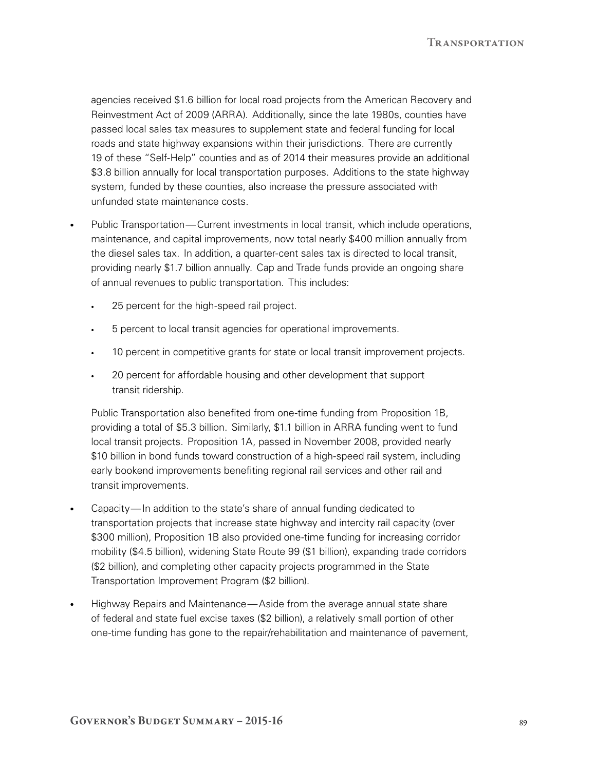agencies received $1.6 billion for local road projects from the American Recovery and Reinvestment Act of 2009 (ARRA). Additionally, since the late 1980s, counties have passed local sales tax measures to supplement state and federal funding for local roads and state highway expansions within their jurisdictions. There are currently 19 of these "Self-Help" counties and as of 2014 their measures provide an additional $3.8 billion annually for local transportation purposes. Additions to the state highway system, funded by these counties, also increase the pressure associated with unfunded state maintenance costs.

- Public Transportation—Current investments in local transit, which include operations, maintenance, and capital improvements, now total nearly $400 million annually from the diesel sales tax. In addition, a quarter-cent sales tax is directed to local transit, providing nearly $1.7 billion annually. Cap and Trade funds provide an ongoing share of annual revenues to public transportation. This includes:

  - 25 percent for the high-speed rail project.
  - 5 percent to local transit agencies for operational improvements.
  - 10 percent in competitive grants for state or local transit improvement projects.
  - 20 percent for affordable housing and other development that support transit ridership.

  Public Transportation also benefited from one-time funding from Proposition 1B, providing a total of $5.3 billion. Similarly, $1.1 billion in ARRA funding went to fund local transit projects. Proposition 1A, passed in November 2008, provided nearly $10 billion in bond funds toward construction of a high-speed rail system, including early bookend improvements benefiting regional rail services and other rail and transit improvements.

- Capacity—In addition to the state's share of annual funding dedicated to transportation projects that increase state highway and intercity rail capacity (over $300 million), Proposition 1B also provided one-time funding for increasing corridor mobility ($4.5 billion), widening State Route 99 ($1 billion), expanding trade corridors ($2 billion), and completing other capacity projects programmed in the State Transportation Improvement Program ($2 billion).

- Highway Repairs and Maintenance—Aside from the average annual state share of federal and state fuel excise taxes ($2 billion), a relatively small portion of other one-time funding has gone to the repair/rehabilitation and maintenance of pavement,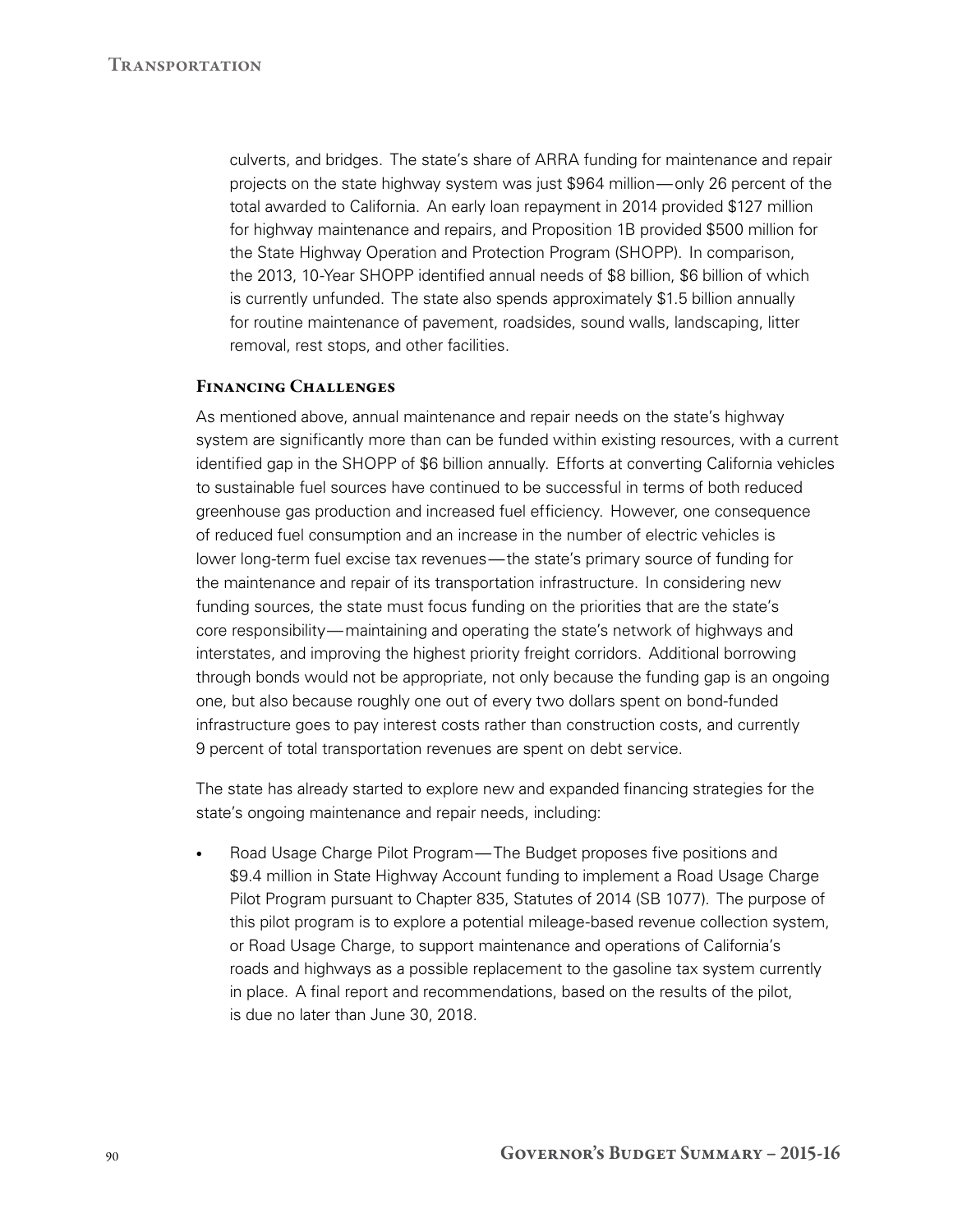culverts, and bridges. The state's share of ARRA funding for maintenance and repair projects on the state highway system was just $964 million—only 26 percent of the total awarded to California. An early loan repayment in 2014 provided $127 million for highway maintenance and repairs, and Proposition 1B provided $500 million for the State Highway Operation and Protection Program (SHOPP). In comparison, the 2013, 10-Year SHOPP identified annual needs of $8 billion, $6 billion of which is currently unfunded. The state also spends approximately $1.5 billion annually for routine maintenance of pavement, roadsides, sound walls, landscaping, litter removal, rest stops, and other facilities.

### Financing Challenges

As mentioned above, annual maintenance and repair needs on the state's highway system are significantly more than can be funded within existing resources, with a current identified gap in the SHOPP of $6 billion annually. Efforts at converting California vehicles to sustainable fuel sources have continued to be successful in terms of both reduced greenhouse gas production and increased fuel efficiency. However, one consequence of reduced fuel consumption and an increase in the number of electric vehicles is lower long-term fuel excise tax revenues—the state's primary source of funding for the maintenance and repair of its transportation infrastructure. In considering new funding sources, the state must focus funding on the priorities that are the state's core responsibility—maintaining and operating the state's network of highways and interstates, and improving the highest priority freight corridors. Additional borrowing through bonds would not be appropriate, not only because the funding gap is an ongoing one, but also because roughly one out of every two dollars spent on bond-funded infrastructure goes to pay interest costs rather than construction costs, and currently 9 percent of total transportation revenues are spent on debt service.

The state has already started to explore new and expanded financing strategies for the state's ongoing maintenance and repair needs, including:

- Road Usage Charge Pilot Program—The Budget proposes five positions and $9.4 million in State Highway Account funding to implement a Road Usage Charge Pilot Program pursuant to Chapter 835, Statutes of 2014 (SB 1077). The purpose of this pilot program is to explore a potential mileage-based revenue collection system, or Road Usage Charge, to support maintenance and operations of California's roads and highways as a possible replacement to the gasoline tax system currently in place. A final report and recommendations, based on the results of the pilot, is due no later than June 30, 2018.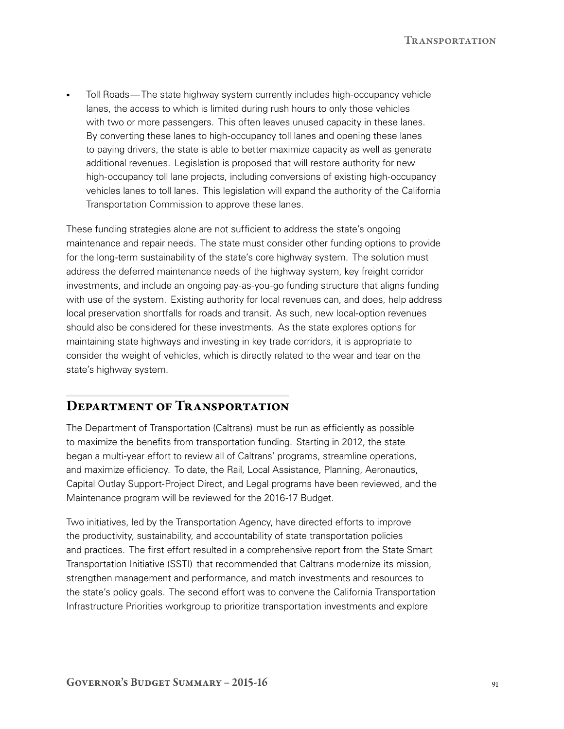- Toll Roads — The state highway system currently includes high-occupancy vehicle lanes, the access to which is limited during rush hours to only those vehicles with two or more passengers. This often leaves unused capacity in these lanes. By converting these lanes to high-occupancy toll lanes and opening these lanes to paying drivers, the state is able to better maximize capacity as well as generate additional revenues. Legislation is proposed that will restore authority for new high-occupancy toll lane projects, including conversions of existing high-occupancy vehicles lanes to toll lanes. This legislation will expand the authority of the California Transportation Commission to approve these lanes.

These funding strategies alone are not sufficient to address the state's ongoing maintenance and repair needs. The state must consider other funding options to provide for the long-term sustainability of the state's core highway system. The solution must address the deferred maintenance needs of the highway system, key freight corridor investments, and include an ongoing pay-as-you-go funding structure that aligns funding with use of the system. Existing authority for local revenues can, and does, help address local preservation shortfalls for roads and transit. As such, new local-option revenues should also be considered for these investments. As the state explores options for maintaining state highways and investing in key trade corridors, it is appropriate to consider the weight of vehicles, which is directly related to the wear and tear on the state's highway system.

## Department of Transportation

The Department of Transportation (Caltrans) must be run as efficiently as possible to maximize the benefits from transportation funding. Starting in 2012, the state began a multi-year effort to review all of Caltrans' programs, streamline operations, and maximize efficiency. To date, the Rail, Local Assistance, Planning, Aeronautics, Capital Outlay Support-Project Direct, and Legal programs have been reviewed, and the Maintenance program will be reviewed for the 2016-17 Budget.

Two initiatives, led by the Transportation Agency, have directed efforts to improve the productivity, sustainability, and accountability of state transportation policies and practices. The first effort resulted in a comprehensive report from the State Smart Transportation Initiative (SSTI) that recommended that Caltrans modernize its mission, strengthen management and performance, and match investments and resources to the state's policy goals. The second effort was to convene the California Transportation Infrastructure Priorities workgroup to prioritize transportation investments and explore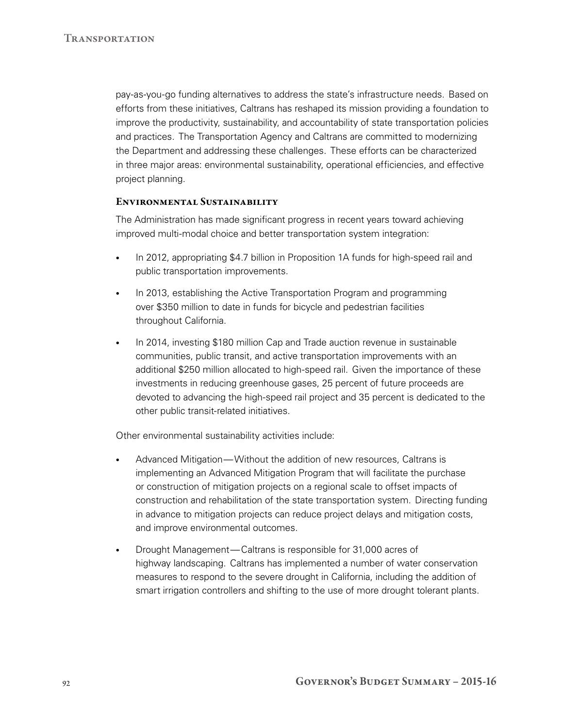pay-as-you-go funding alternatives to address the state's infrastructure needs. Based on efforts from these initiatives, Caltrans has reshaped its mission providing a foundation to improve the productivity, sustainability, and accountability of state transportation policies and practices. The Transportation Agency and Caltrans are committed to modernizing the Department and addressing these challenges. These efforts can be characterized in three major areas: environmental sustainability, operational efficiencies, and effective project planning.

### Environmental Sustainability

The Administration has made significant progress in recent years toward achieving improved multi-modal choice and better transportation system integration:

- In 2012, appropriating $4.7 billion in Proposition 1A funds for high-speed rail and public transportation improvements.
- In 2013, establishing the Active Transportation Program and programming over $350 million to date in funds for bicycle and pedestrian facilities throughout California.
- In 2014, investing $180 million Cap and Trade auction revenue in sustainable communities, public transit, and active transportation improvements with an additional $250 million allocated to high-speed rail. Given the importance of these investments in reducing greenhouse gases, 25 percent of future proceeds are devoted to advancing the high-speed rail project and 35 percent is dedicated to the other public transit-related initiatives.

Other environmental sustainability activities include:

- Advanced Mitigation—Without the addition of new resources, Caltrans is implementing an Advanced Mitigation Program that will facilitate the purchase or construction of mitigation projects on a regional scale to offset impacts of construction and rehabilitation of the state transportation system. Directing funding in advance to mitigation projects can reduce project delays and mitigation costs, and improve environmental outcomes.
- Drought Management—Caltrans is responsible for 31,000 acres of highway landscaping. Caltrans has implemented a number of water conservation measures to respond to the severe drought in California, including the addition of smart irrigation controllers and shifting to the use of more drought tolerant plants.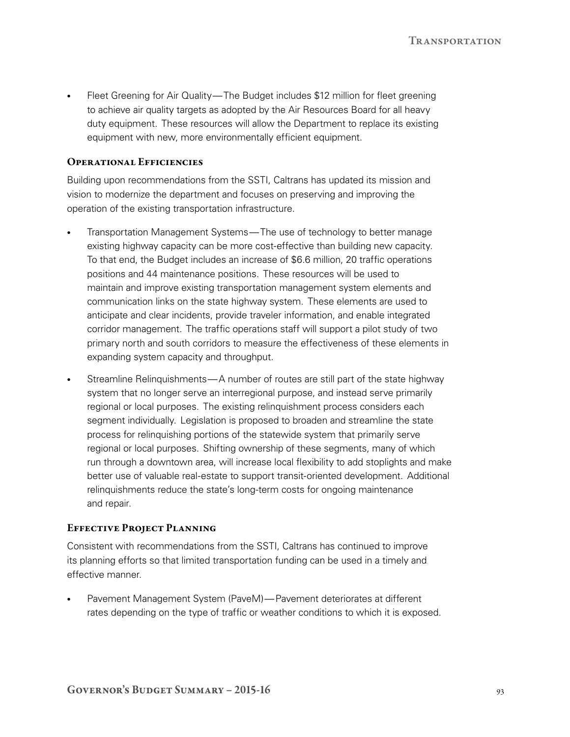- Fleet Greening for Air Quality—The Budget includes $12 million for fleet greening to achieve air quality targets as adopted by the Air Resources Board for all heavy duty equipment. These resources will allow the Department to replace its existing equipment with new, more environmentally efficient equipment.

### Operational Efficiencies

Building upon recommendations from the SSTI, Caltrans has updated its mission and vision to modernize the department and focuses on preserving and improving the operation of the existing transportation infrastructure.

- Transportation Management Systems—The use of technology to better manage existing highway capacity can be more cost-effective than building new capacity. To that end, the Budget includes an increase of $6.6 million, 20 traffic operations positions and 44 maintenance positions. These resources will be used to maintain and improve existing transportation management system elements and communication links on the state highway system. These elements are used to anticipate and clear incidents, provide traveler information, and enable integrated corridor management. The traffic operations staff will support a pilot study of two primary north and south corridors to measure the effectiveness of these elements in expanding system capacity and throughput.

- Streamline Relinquishments—A number of routes are still part of the state highway system that no longer serve an interregional purpose, and instead serve primarily regional or local purposes. The existing relinquishment process considers each segment individually. Legislation is proposed to broaden and streamline the state process for relinquishing portions of the statewide system that primarily serve regional or local purposes. Shifting ownership of these segments, many of which run through a downtown area, will increase local flexibility to add stoplights and make better use of valuable real-estate to support transit-oriented development. Additional relinquishments reduce the state's long-term costs for ongoing maintenance and repair.

### Effective Project Planning

Consistent with recommendations from the SSTI, Caltrans has continued to improve its planning efforts so that limited transportation funding can be used in a timely and effective manner.

- Pavement Management System (PaveM)—Pavement deteriorates at different rates depending on the type of traffic or weather conditions to which it is exposed.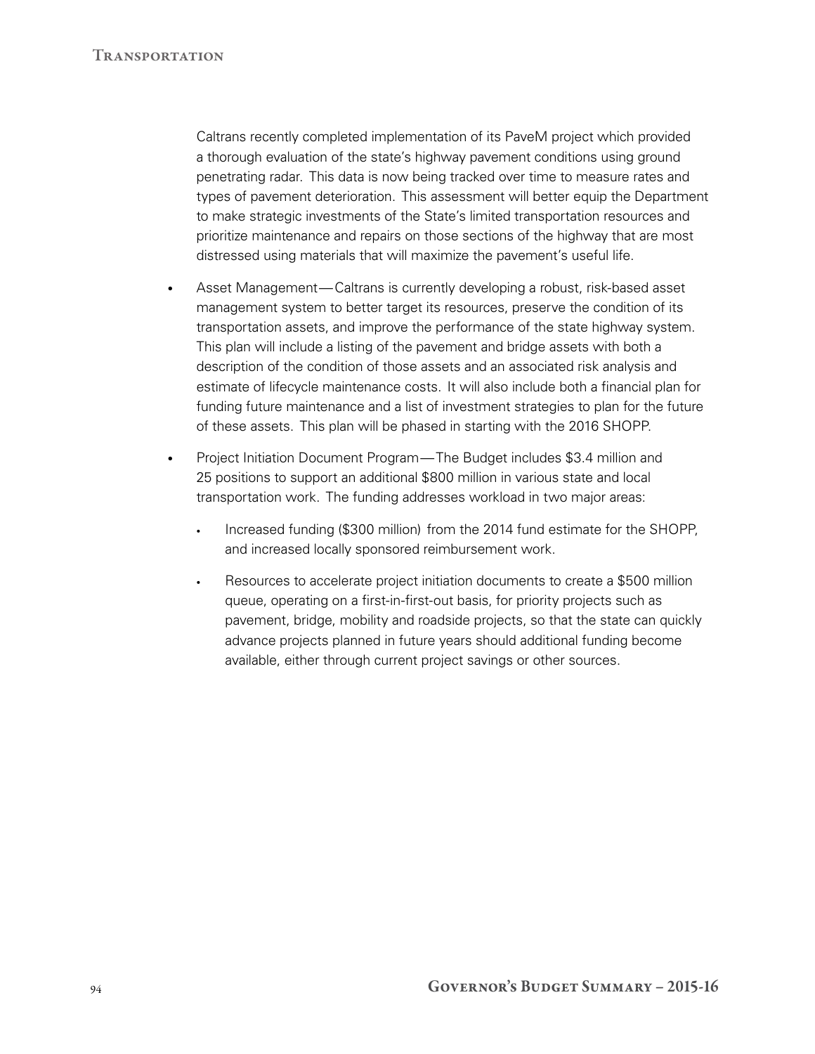Caltrans recently completed implementation of its PaveM project which provided a thorough evaluation of the state's highway pavement conditions using ground penetrating radar. This data is now being tracked over time to measure rates and types of pavement deterioration. This assessment will better equip the Department to make strategic investments of the State's limited transportation resources and prioritize maintenance and repairs on those sections of the highway that are most distressed using materials that will maximize the pavement's useful life.

- Asset Management — Caltrans is currently developing a robust, risk-based asset management system to better target its resources, preserve the condition of its transportation assets, and improve the performance of the state highway system. This plan will include a listing of the pavement and bridge assets with both a description of the condition of those assets and an associated risk analysis and estimate of lifecycle maintenance costs. It will also include both a financial plan for funding future maintenance and a list of investment strategies to plan for the future of these assets. This plan will be phased in starting with the 2016 SHOPP.
- Project Initiation Document Program — The Budget includes $3.4 million and 25 positions to support an additional $800 million in various state and local transportation work. The funding addresses workload in two major areas:
  - Increased funding ($300 million) from the 2014 fund estimate for the SHOPP, and increased locally sponsored reimbursement work.
  - Resources to accelerate project initiation documents to create a $500 million queue, operating on a first-in-first-out basis, for priority projects such as pavement, bridge, mobility and roadside projects, so that the state can quickly advance projects planned in future years should additional funding become available, either through current project savings or other sources.